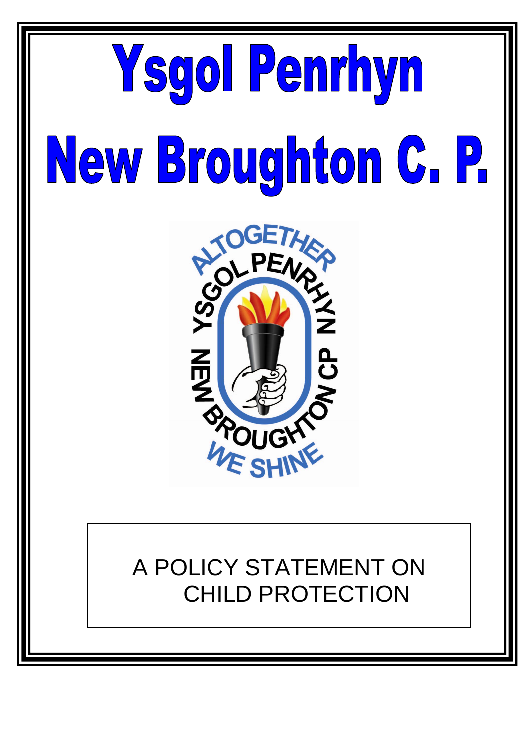# Ysgol Penrhyn

# New Broughton C. P.

A POLICY STATEMENT ON CHILD PROTECTION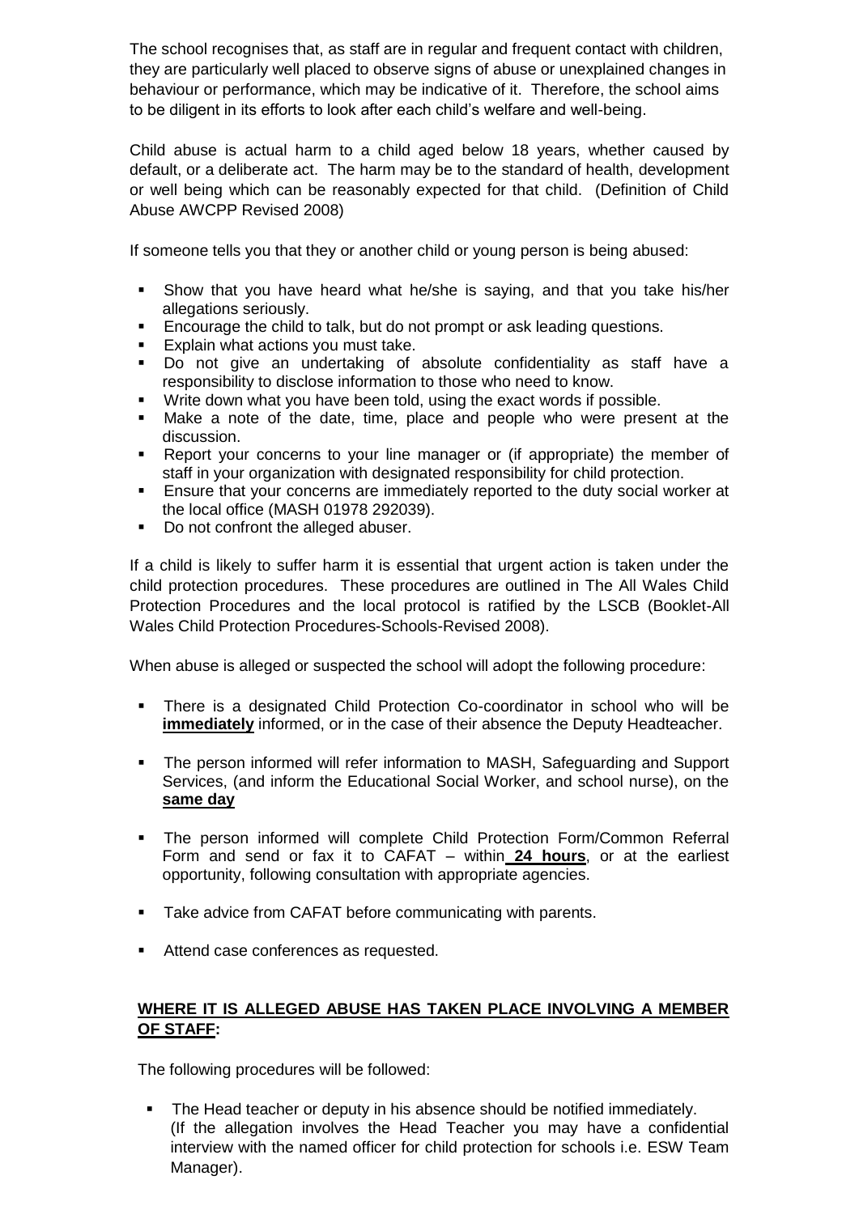The school recognises that, as staff are in regular and frequent contact with children, they are particularly well placed to observe signs of abuse or unexplained changes in behaviour or performance, which may be indicative of it. Therefore, the school aims to be diligent in its efforts to look after each child's welfare and well-being.

Child abuse is actual harm to a child aged below 18 years, whether caused by default, or a deliberate act. The harm may be to the standard of health, development or well being which can be reasonably expected for that child. (Definition of Child Abuse AWCPP Revised 2008)

If someone tells you that they or another child or young person is being abused:

- Show that you have heard what he/she is saying, and that you take his/her allegations seriously.
- Encourage the child to talk, but do not prompt or ask leading questions.
- Explain what actions you must take.
- Do not give an undertaking of absolute confidentiality as staff have a responsibility to disclose information to those who need to know.
- Write down what you have been told, using the exact words if possible.
- Make a note of the date, time, place and people who were present at the discussion.
- Report your concerns to your line manager or (if appropriate) the member of staff in your organization with designated responsibility for child protection.
- Ensure that your concerns are immediately reported to the duty social worker at the local office (MASH 01978 292039).
- Do not confront the alleged abuser.

If a child is likely to suffer harm it is essential that urgent action is taken under the child protection procedures. These procedures are outlined in The All Wales Child Protection Procedures and the local protocol is ratified by the LSCB (Booklet-All Wales Child Protection Procedures-Schools-Revised 2008).

When abuse is alleged or suspected the school will adopt the following procedure:

- There is a designated Child Protection Co-coordinator in school who will be **immediately** informed, or in the case of their absence the Deputy Headteacher.
- The person informed will refer information to MASH, Safeguarding and Support Services, (and inform the Educational Social Worker, and school nurse), on the **same day**
- The person informed will complete Child Protection Form/Common Referral Form and send or fax it to CAFAT – within **24 hours**, or at the earliest opportunity, following consultation with appropriate agencies.
- Take advice from CAFAT before communicating with parents.
- Attend case conferences as requested.

**WHERE IT IS ALLEGED ABUSE HAS TAKEN PLACE INVOLVING A MEMBER OF STAFF:**

The following procedures will be followed:

- The Head teacher or deputy in his absence should be notified immediately. (If the allegation involves the Head Teacher you may have a confidential interview with the named officer for child protection for schools i.e. ESW Team Manager).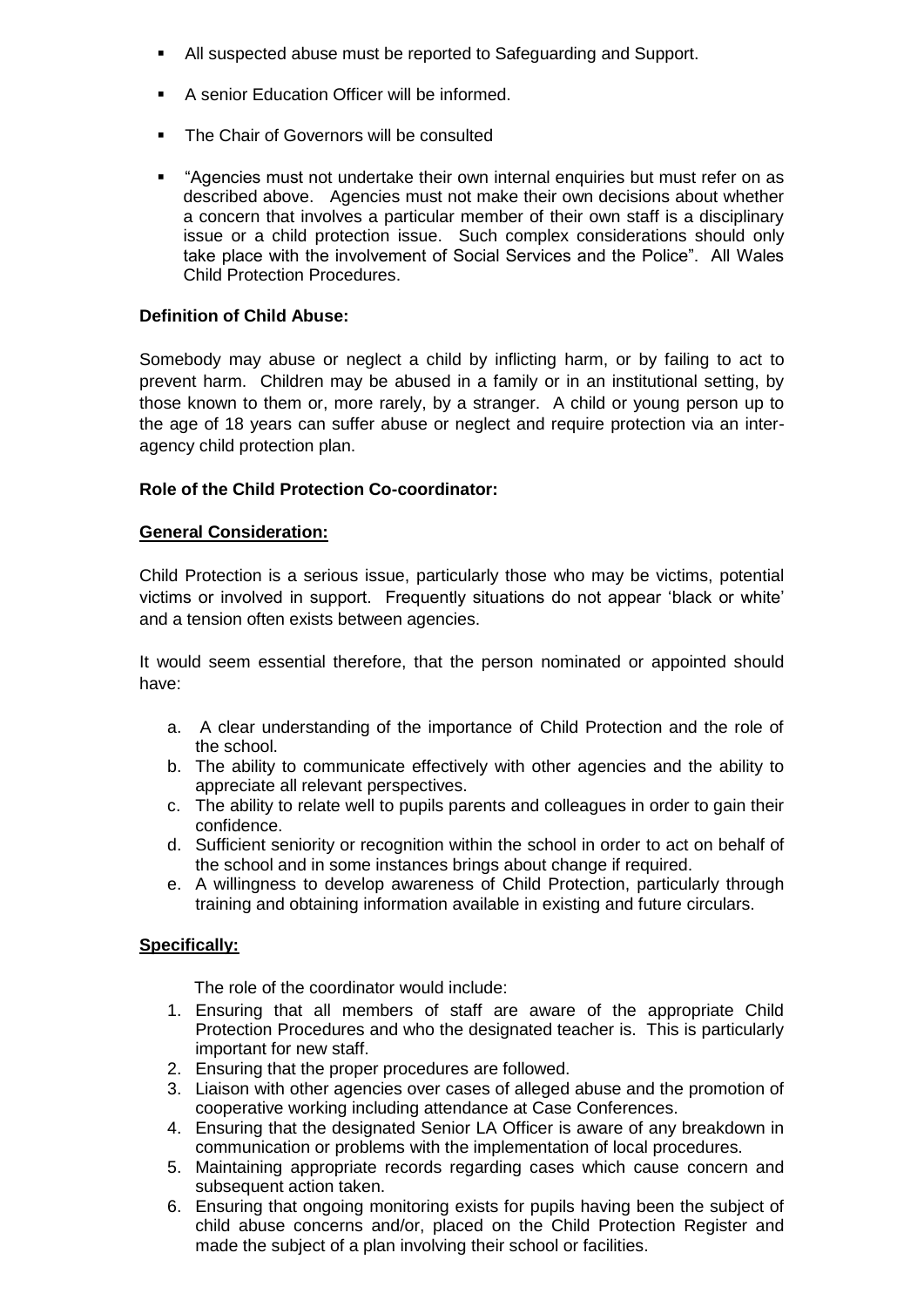- All suspected abuse must be reported to Safeguarding and Support.
- A senior Education Officer will be informed.
- The Chair of Governors will be consulted
- "Agencies must not undertake their own internal enquiries but must refer on as described above. Agencies must not make their own decisions about whether a concern that involves a particular member of their own staff is a disciplinary issue or a child protection issue. Such complex considerations should only take place with the involvement of Social Services and the Police". All Wales Child Protection Procedures.

**Definition of Child Abuse:**

Somebody may abuse or neglect a child by inflicting harm, or by failing to act to prevent harm. Children may be abused in a family or in an institutional setting, by those known to them or, more rarely, by a stranger. A child or young person up to the age of 18 years can suffer abuse or neglect and require protection via an inter-agency child protection plan.

**Role of the Child Protection Co-coordinator:**

**General Consideration:**

Child Protection is a serious issue, particularly those who may be victims, potential victims or involved in support. Frequently situations do not appear 'black or white' and a tension often exists between agencies.

It would seem essential therefore, that the person nominated or appointed should have:

a. A clear understanding of the importance of Child Protection and the role of the school.
b. The ability to communicate effectively with other agencies and the ability to appreciate all relevant perspectives.
c. The ability to relate well to pupils parents and colleagues in order to gain their confidence.
d. Sufficient seniority or recognition within the school in order to act on behalf of the school and in some instances brings about change if required.
e. A willingness to develop awareness of Child Protection, particularly through training and obtaining information available in existing and future circulars.

**Specifically:**

The role of the coordinator would include:

1. Ensuring that all members of staff are aware of the appropriate Child Protection Procedures and who the designated teacher is. This is particularly important for new staff.
2. Ensuring that the proper procedures are followed.
3. Liaison with other agencies over cases of alleged abuse and the promotion of cooperative working including attendance at Case Conferences.
4. Ensuring that the designated Senior LA Officer is aware of any breakdown in communication or problems with the implementation of local procedures.
5. Maintaining appropriate records regarding cases which cause concern and subsequent action taken.
6. Ensuring that ongoing monitoring exists for pupils having been the subject of child abuse concerns and/or, placed on the Child Protection Register and made the subject of a plan involving their school or facilities.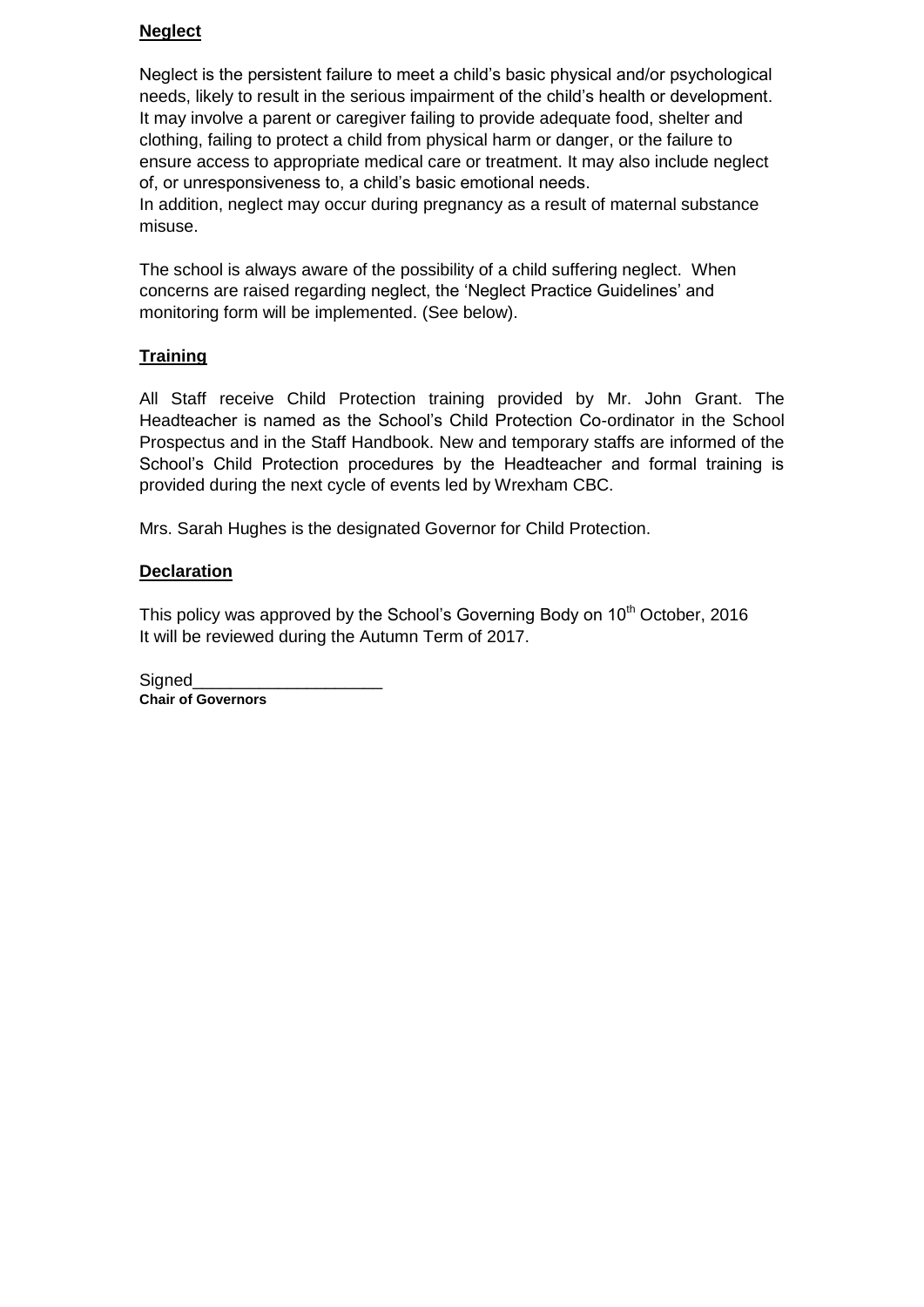**Neglect**

Neglect is the persistent failure to meet a child's basic physical and/or psychological needs, likely to result in the serious impairment of the child's health or development. It may involve a parent or caregiver failing to provide adequate food, shelter and clothing, failing to protect a child from physical harm or danger, or the failure to ensure access to appropriate medical care or treatment. It may also include neglect of, or unresponsiveness to, a child's basic emotional needs.
In addition, neglect may occur during pregnancy as a result of maternal substance misuse.

The school is always aware of the possibility of a child suffering neglect. When concerns are raised regarding neglect, the 'Neglect Practice Guidelines' and monitoring form will be implemented. (See below).

**Training**

All Staff receive Child Protection training provided by Mr. John Grant. The Headteacher is named as the School's Child Protection Co-ordinator in the School Prospectus and in the Staff Handbook. New and temporary staffs are informed of the School's Child Protection procedures by the Headteacher and formal training is provided during the next cycle of events led by Wrexham CBC.

Mrs. Sarah Hughes is the designated Governor for Child Protection.

**Declaration**

This policy was approved by the School's Governing Body on 10th October, 2016
It will be reviewed during the Autumn Term of 2017.

Signed____________________
**Chair of Governors**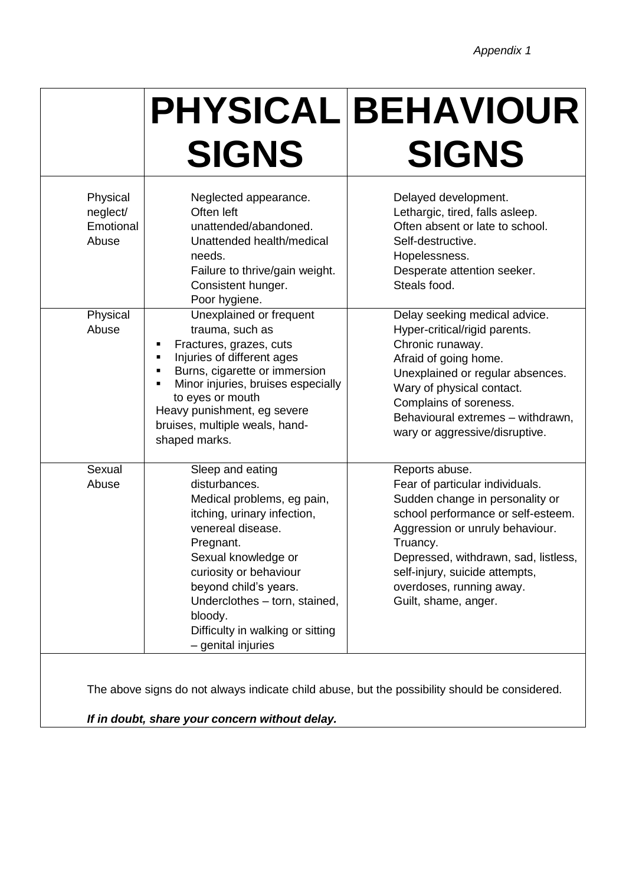*Appendix 1*

| | **PHYSICAL SIGNS** | **BEHAVIOUR SIGNS** |
|---|---|---|
| Physical neglect/ Emotional Abuse | Neglected appearance.<br>Often left unattended/abandoned.<br>Unattended health/medical needs.<br>Failure to thrive/gain weight.<br>Consistent hunger.<br>Poor hygiene. | Delayed development.<br>Lethargic, tired, falls asleep.<br>Often absent or late to school.<br>Self-destructive.<br>Hopelessness.<br>Desperate attention seeker.<br>Steals food. |
| Physical Abuse | Unexplained or frequent trauma, such as<br>▪ Fractures, grazes, cuts<br>▪ Injuries of different ages<br>▪ Burns, cigarette or immersion<br>▪ Minor injuries, bruises especially to eyes or mouth<br>Heavy punishment, eg severe bruises, multiple weals, hand-shaped marks. | Delay seeking medical advice.<br>Hyper-critical/rigid parents.<br>Chronic runaway.<br>Afraid of going home.<br>Unexplained or regular absences.<br>Wary of physical contact.<br>Complains of soreness.<br>Behavioural extremes – withdrawn, wary or aggressive/disruptive. |
| Sexual Abuse | Sleep and eating disturbances.<br>Medical problems, eg pain, itching, urinary infection, venereal disease.<br>Pregnant.<br>Sexual knowledge or curiosity or behaviour beyond child's years.<br>Underclothes – torn, stained, bloody.<br>Difficulty in walking or sitting – genital injuries | Reports abuse.<br>Fear of particular individuals.<br>Sudden change in personality or school performance or self-esteem.<br>Aggression or unruly behaviour.<br>Truancy.<br>Depressed, withdrawn, sad, listless, self-injury, suicide attempts, overdoses, running away.<br>Guilt, shame, anger. |

The above signs do not always indicate child abuse, but the possibility should be considered.

***If in doubt, share your concern without delay.***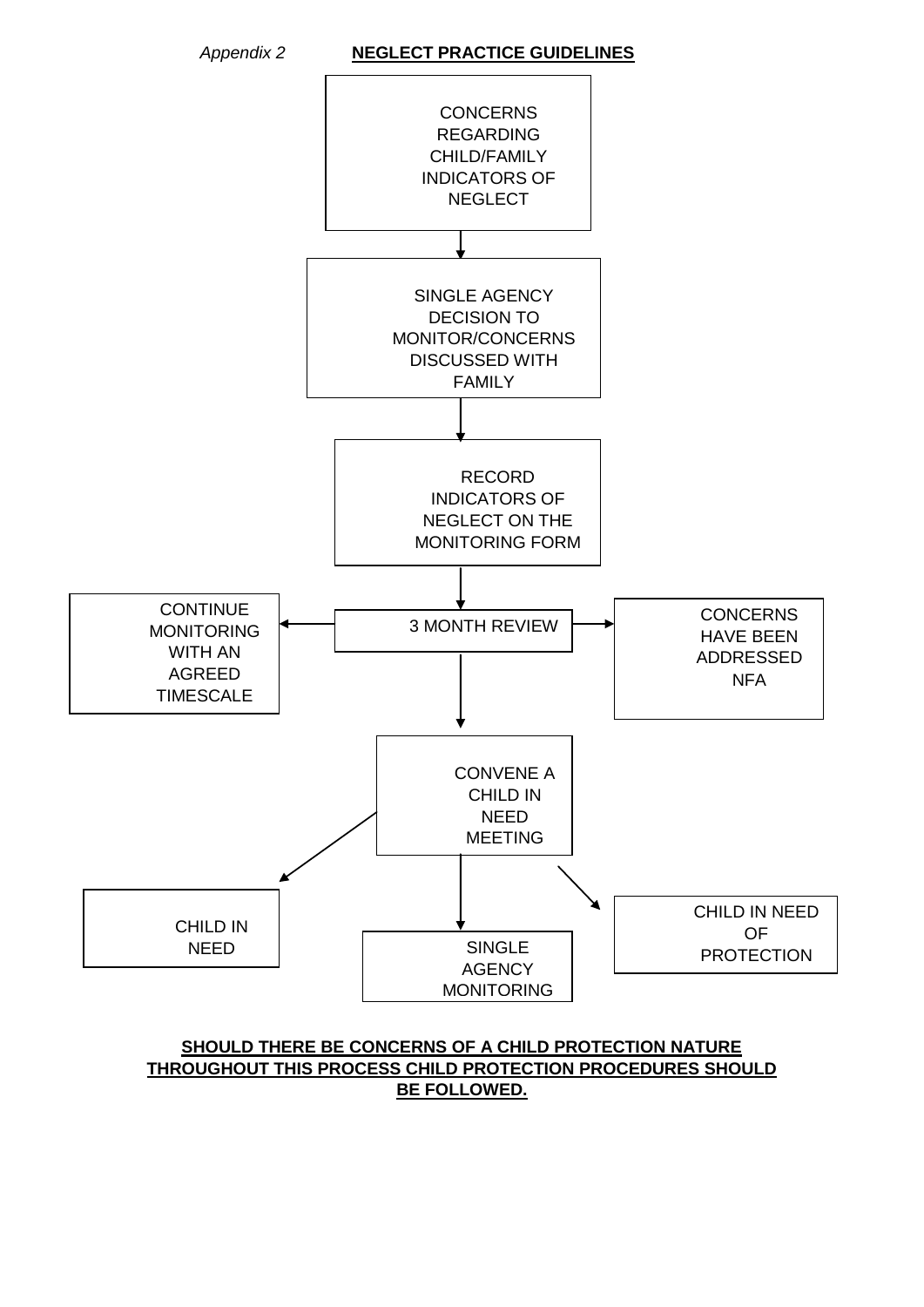*Appendix 2* **NEGLECT PRACTICE GUIDELINES**

CONCERNS REGARDING CHILD/FAMILY INDICATORS OF NEGLECT

↓

SINGLE AGENCY DECISION TO MONITOR/CONCERNS DISCUSSED WITH FAMILY

↓

RECORD INDICATORS OF NEGLECT ON THE MONITORING FORM

↓

3 MONTH REVIEW

- ← CONTINUE MONITORING WITH AN AGREED TIMESCALE
- → CONCERNS HAVE BEEN ADDRESSED NFA
- ↓ CONVENE A CHILD IN NEED MEETING

CONVENE A CHILD IN NEED MEETING

- ↙ CHILD IN NEED
- ↓ SINGLE AGENCY MONITORING
- ↘ CHILD IN NEED OF PROTECTION

**SHOULD THERE BE CONCERNS OF A CHILD PROTECTION NATURE THROUGHOUT THIS PROCESS CHILD PROTECTION PROCEDURES SHOULD BE FOLLOWED.**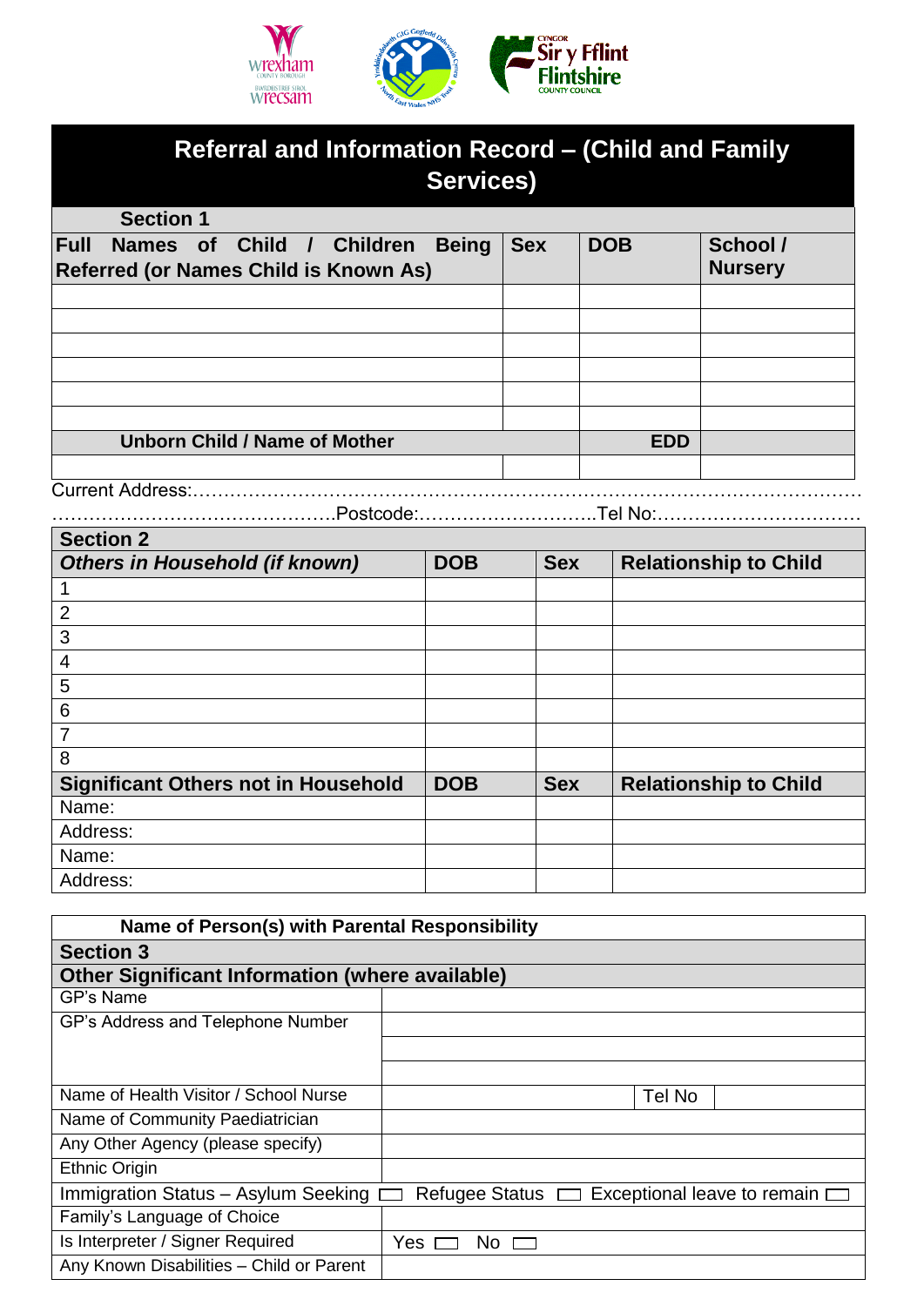# Referral and Information Record – (Child and Family Services)

| Section 1 | | | |
|---|---|---|---|
| **Full Names of Child / Children Being Referred (or Names Child is Known As)** | **Sex** | **DOB** | **School / Nursery** |
| | | | |
| | | | |
| | | | |
| | | | |
| | | | |
| | | | |
| **Unborn Child / Name of Mother** | | **EDD** | |
| | | | |

Current Address:…………………………………………………………………………………………………

……………………………………….Postcode:………………………..Tel No:……………………………

| Section 2 | | | |
|---|---|---|---|
| ***Others in Household (if known)*** | **DOB** | **Sex** | **Relationship to Child** |
| 1 | | | |
| 2 | | | |
| 3 | | | |
| 4 | | | |
| 5 | | | |
| 6 | | | |
| 7 | | | |
| 8 | | | |
| **Significant Others not in Household** | **DOB** | **Sex** | **Relationship to Child** |
| Name: | | | |
| Address: | | | |
| Name: | | | |
| Address: | | | |

| **Name of Person(s) with Parental Responsibility** | |
|---|---|
| **Section 3** | |
| **Other Significant Information (where available)** | |
| GP's Name | |
| GP's Address and Telephone Number | |
| | |
| | |
| Name of Health Visitor / School Nurse | Tel No |
| Name of Community Paediatrician | |
| Any Other Agency (please specify) | |
| Ethnic Origin | |
| Immigration Status – Asylum Seeking ☐ | Refugee Status ☐ Exceptional leave to remain ☐ |
| Family's Language of Choice | |
| Is Interpreter / Signer Required | Yes ☐ No ☐ |
| Any Known Disabilities – Child or Parent | |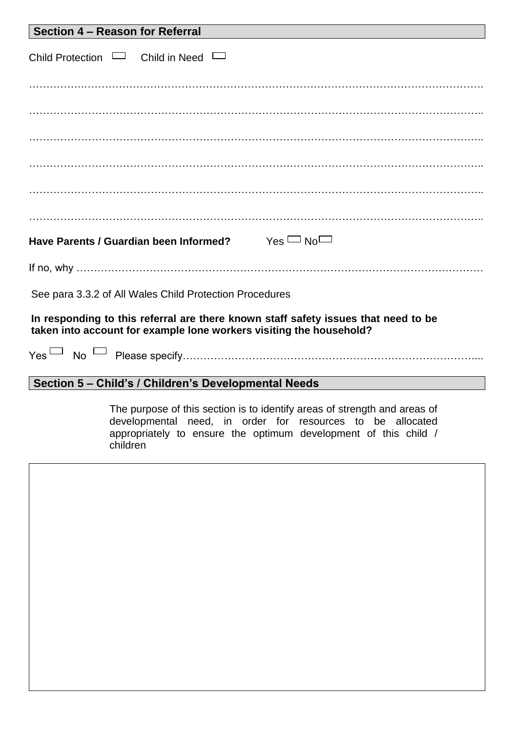## Section 4 – Reason for Referral

Child Protection ☐ Child in Need ☐

…………………………………………………………………………………………………………………

…………………………………………………………………………………………………………………

…………………………………………………………………………………………………………………

…………………………………………………………………………………………………………………

…………………………………………………………………………………………………………………

…………………………………………………………………………………………………………………

**Have Parents / Guardian been Informed?** Yes ☐ No ☐

If no, why …………………………………………………………………………………………………

See para 3.3.2 of All Wales Child Protection Procedures

**In responding to this referral are there known staff safety issues that need to be taken into account for example lone workers visiting the household?**

Yes ☐ No ☐ Please specify…………………………………………………………………………...

## Section 5 – Child's / Children's Developmental Needs

The purpose of this section is to identify areas of strength and areas of developmental need, in order for resources to be allocated appropriately to ensure the optimum development of this child / children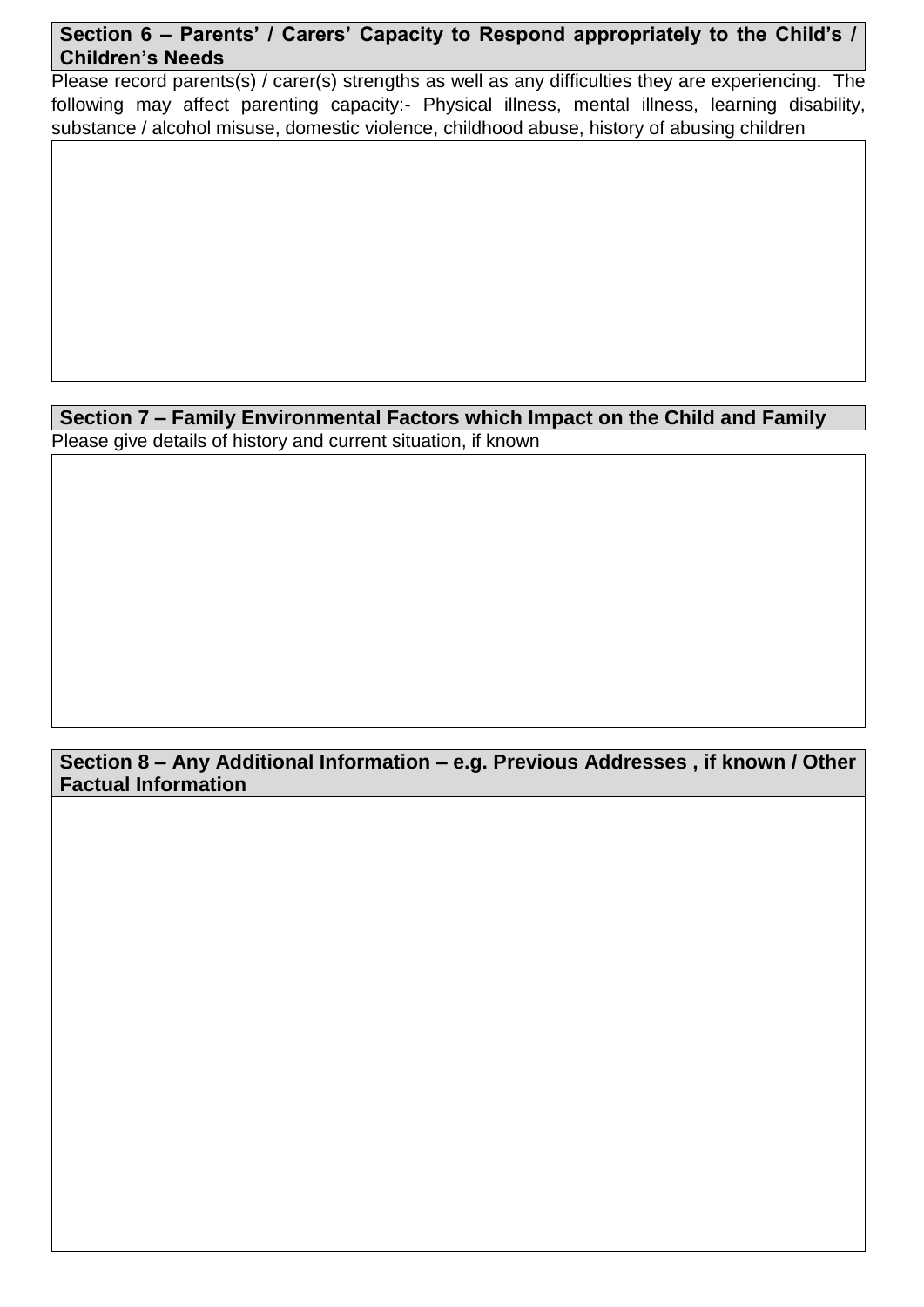## Section 6 – Parents' / Carers' Capacity to Respond appropriately to the Child's / Children's Needs

Please record parents(s) / carer(s) strengths as well as any difficulties they are experiencing. The following may affect parenting capacity:- Physical illness, mental illness, learning disability, substance / alcohol misuse, domestic violence, childhood abuse, history of abusing children

## Section 7 – Family Environmental Factors which Impact on the Child and Family

Please give details of history and current situation, if known

## Section 8 – Any Additional Information – e.g. Previous Addresses , if known / Other Factual Information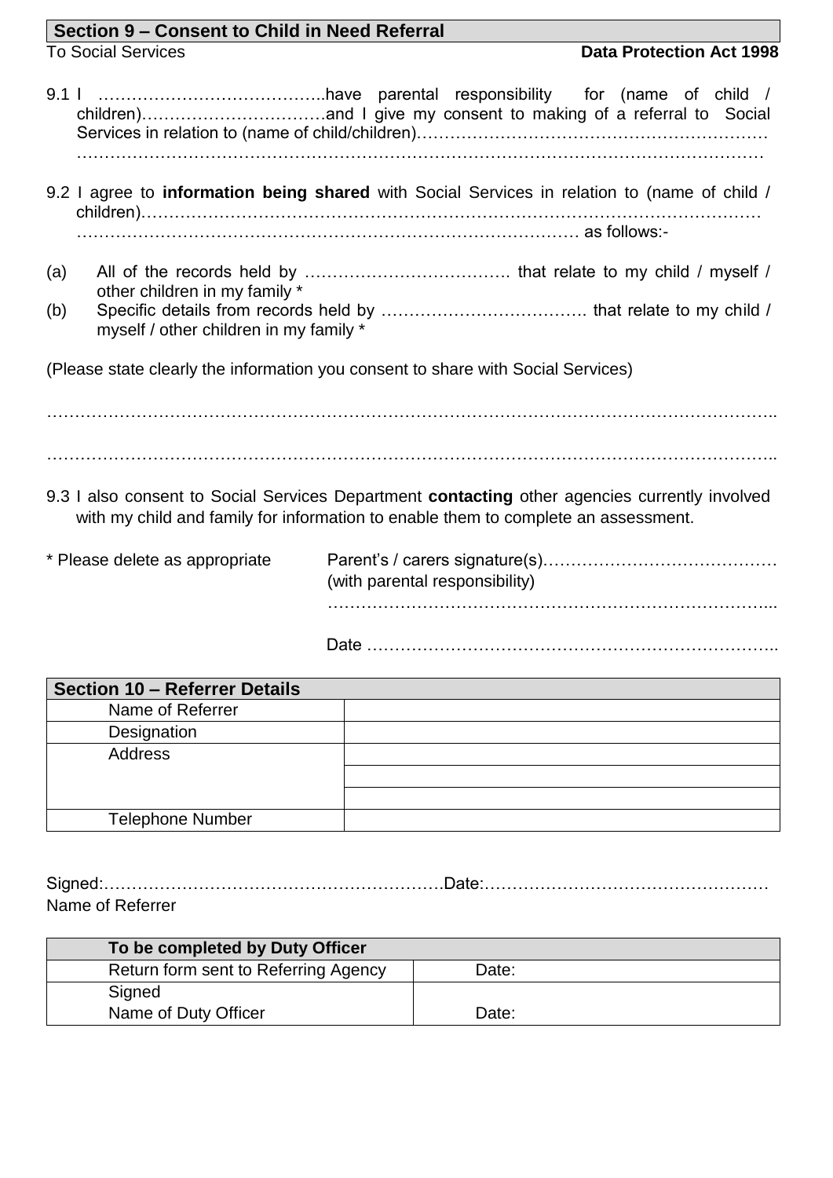## Section 9 – Consent to Child in Need Referral

To Social Services **Data Protection Act 1998**

9.1 I …………………………………..have parental responsibility for (name of child / children)……………………………and I give my consent to making of a referral to Social Services in relation to (name of child/children)…………………………………………………… ………………………………………………………………………………………………………

9.2 I agree to **information being shared** with Social Services in relation to (name of child / children)……………………………………………………………………………………………… ……………………………………………………………………………… as follows:-

(a) All of the records held by ………………………………. that relate to my child / myself / other children in my family *

(b) Specific details from records held by ………………………………. that relate to my child / myself / other children in my family *

(Please state clearly the information you consent to share with Social Services)

……………………………………………………………………………………………………………..

……………………………………………………………………………………………………………..

9.3 I also consent to Social Services Department **contacting** other agencies currently involved with my child and family for information to enable them to complete an assessment.

\* Please delete as appropriate

Parent's / carers signature(s)…………………………………… (with parental responsibility)

…………………………………………………………………...

Date ………………………………………………………………..

| **Section 10 – Referrer Details** | |
|---|---|
| Name of Referrer | |
| Designation | |
| Address | |
| | |
| | |
| Telephone Number | |

Signed:…………………………………………………….Date:…………………………………………… Name of Referrer

| **To be completed by Duty Officer** | |
|---|---|
| Return form sent to Referring Agency | Date: |
| Signed<br>Name of Duty Officer | Date: |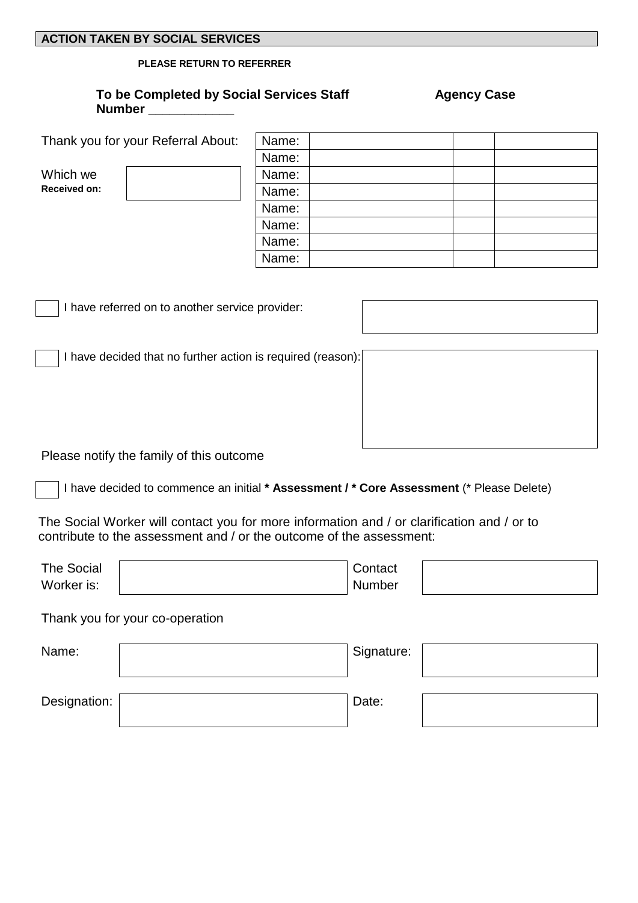## ACTION TAKEN BY SOCIAL SERVICES

**PLEASE RETURN TO REFERRER**

**To be Completed by Social Services Staff** **Agency Case Number \_\_\_\_\_\_\_\_\_\_\_\_**

Thank you for your Referral About:

| Name: | | | |
|---|---|---|---|
| Name: | | | |
| Name: | | | |
| Name: | | | |
| Name: | | | |
| Name: | | | |
| Name: | | | |
| Name: | | | |

Which we **Received on:** \_\_\_\_\_\_\_\_\_\_\_\_

☐ I have referred on to another service provider: \_\_\_\_\_\_\_\_\_\_\_\_

☐ I have decided that no further action is required (reason): \_\_\_\_\_\_\_\_\_\_\_\_

Please notify the family of this outcome

☐ I have decided to commence an initial **\* Assessment / \* Core Assessment** (\* Please Delete)

The Social Worker will contact you for more information and / or clarification and / or to contribute to the assessment and / or the outcome of the assessment:

| The Social Worker is: | | Contact Number | |
|---|---|---|---|

Thank you for your co-operation

| Name: | | Signature: | |
|---|---|---|---|
| Designation: | | Date: | |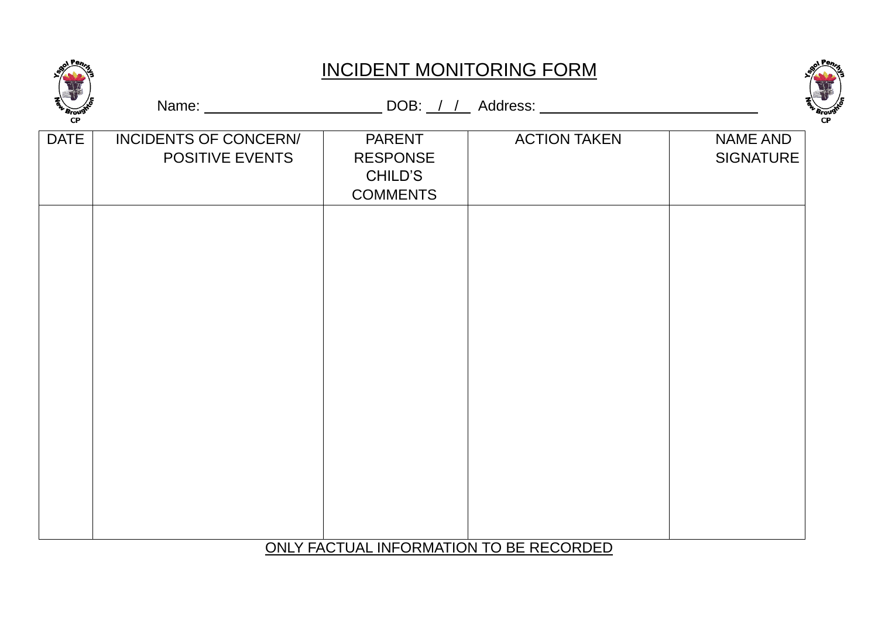# INCIDENT MONITORING FORM

Name: ______________________ DOB: __/__/__ Address: ____________________________

| DATE | INCIDENTS OF CONCERN/ POSITIVE EVENTS | PARENT RESPONSE CHILD'S COMMENTS | ACTION TAKEN | NAME AND SIGNATURE |
|---|---|---|---|---|
| | | | | |

ONLY FACTUAL INFORMATION TO BE RECORDED